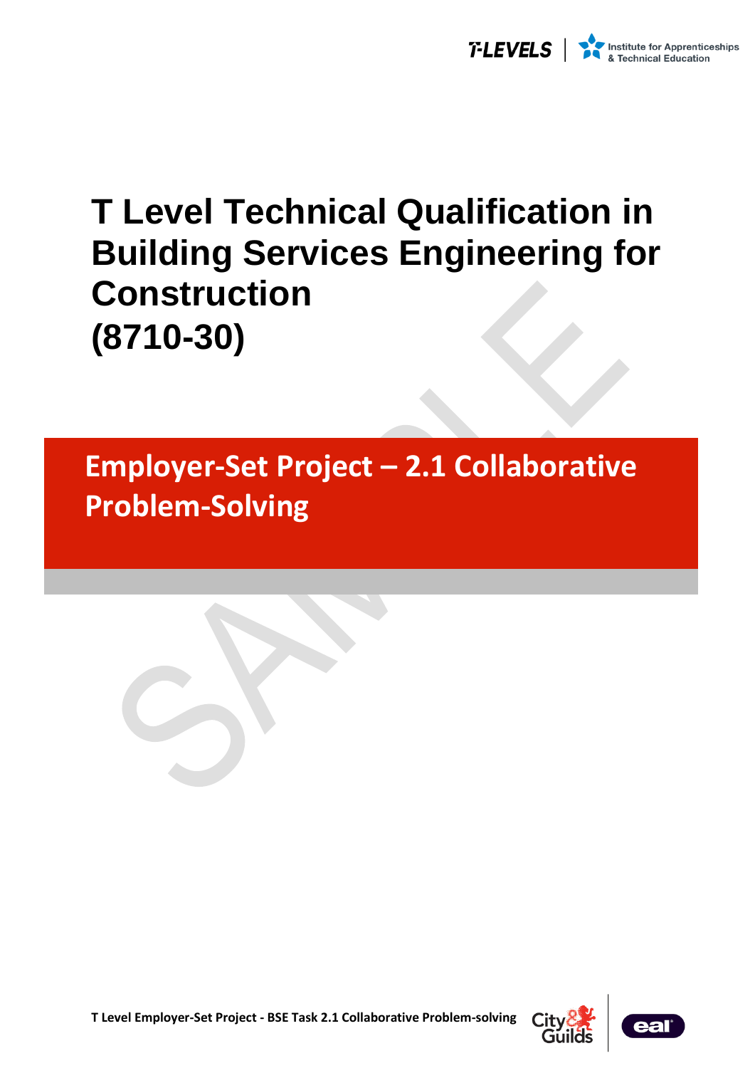# T Level Technical Qualification in Building Services Engineering for Construction (8710-30)

## Employer-Set Project – 2.1 Collaborative Problem-Solving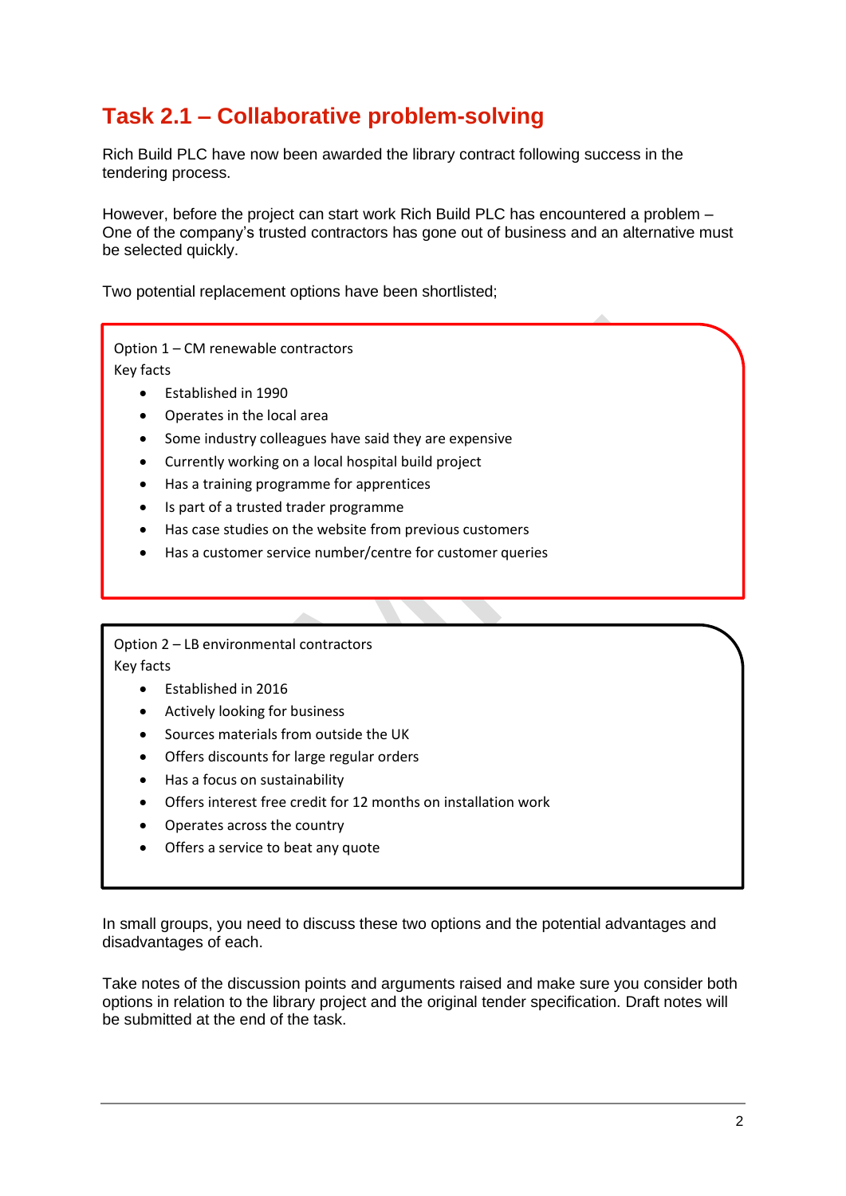# Task 2.1 – Collaborative problem-solving

Rich Build PLC have now been awarded the library contract following success in the tendering process.

However, before the project can start work Rich Build PLC has encountered a problem – One of the company's trusted contractors has gone out of business and an alternative must be selected quickly.

Two potential replacement options have been shortlisted;

Option 1 – CM renewable contractors

Key facts

- Established in 1990
- Operates in the local area
- Some industry colleagues have said they are expensive
- Currently working on a local hospital build project
- Has a training programme for apprentices
- Is part of a trusted trader programme
- Has case studies on the website from previous customers
- Has a customer service number/centre for customer queries

Option 2 – LB environmental contractors

Key facts

- Established in 2016
- Actively looking for business
- Sources materials from outside the UK
- Offers discounts for large regular orders
- Has a focus on sustainability
- Offers interest free credit for 12 months on installation work
- Operates across the country
- Offers a service to beat any quote

In small groups, you need to discuss these two options and the potential advantages and disadvantages of each.

Take notes of the discussion points and arguments raised and make sure you consider both options in relation to the library project and the original tender specification. Draft notes will be submitted at the end of the task.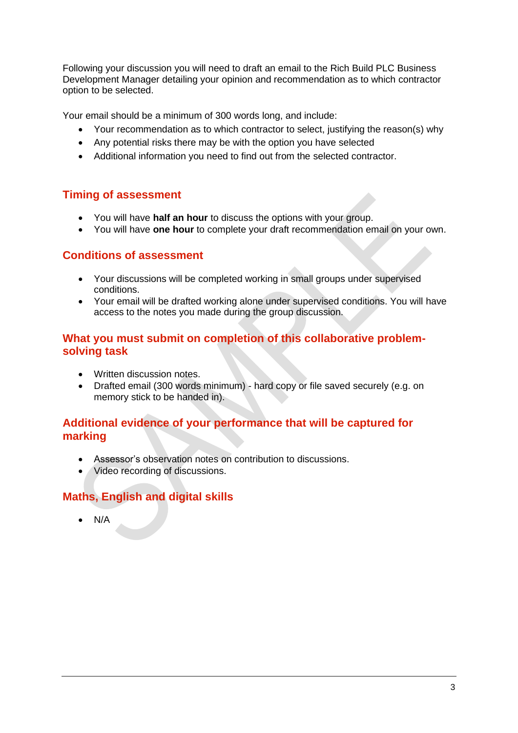Following your discussion you will need to draft an email to the Rich Build PLC Business Development Manager detailing your opinion and recommendation as to which contractor option to be selected.

Your email should be a minimum of 300 words long, and include:

- Your recommendation as to which contractor to select, justifying the reason(s) why
- Any potential risks there may be with the option you have selected
- Additional information you need to find out from the selected contractor.

## Timing of assessment

- You will have **half an hour** to discuss the options with your group.
- You will have **one hour** to complete your draft recommendation email on your own.

## Conditions of assessment

- Your discussions will be completed working in small groups under supervised conditions.
- Your email will be drafted working alone under supervised conditions. You will have access to the notes you made during the group discussion.

## What you must submit on completion of this collaborative problem-solving task

- Written discussion notes.
- Drafted email (300 words minimum) - hard copy or file saved securely (e.g. on memory stick to be handed in).

## Additional evidence of your performance that will be captured for marking

- Assessor's observation notes on contribution to discussions.
- Video recording of discussions.

## Maths, English and digital skills

- N/A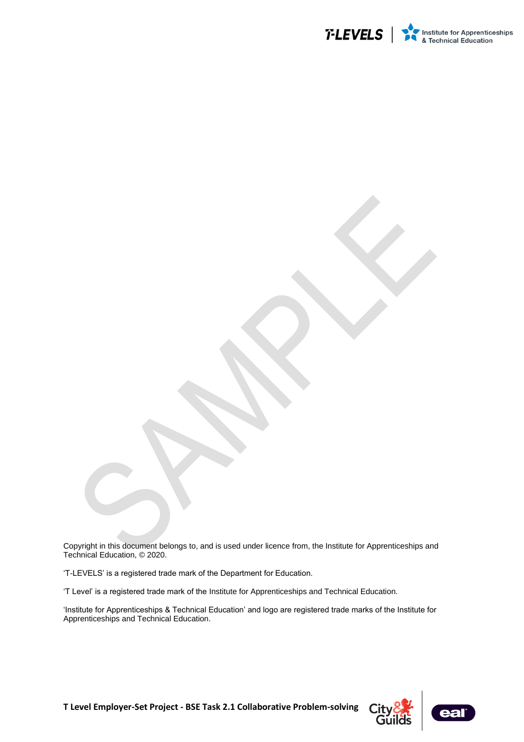Copyright in this document belongs to, and is used under licence from, the Institute for Apprenticeships and Technical Education, © 2020.

'T-LEVELS' is a registered trade mark of the Department for Education.

'T Level' is a registered trade mark of the Institute for Apprenticeships and Technical Education.

'Institute for Apprenticeships & Technical Education' and logo are registered trade marks of the Institute for Apprenticeships and Technical Education.